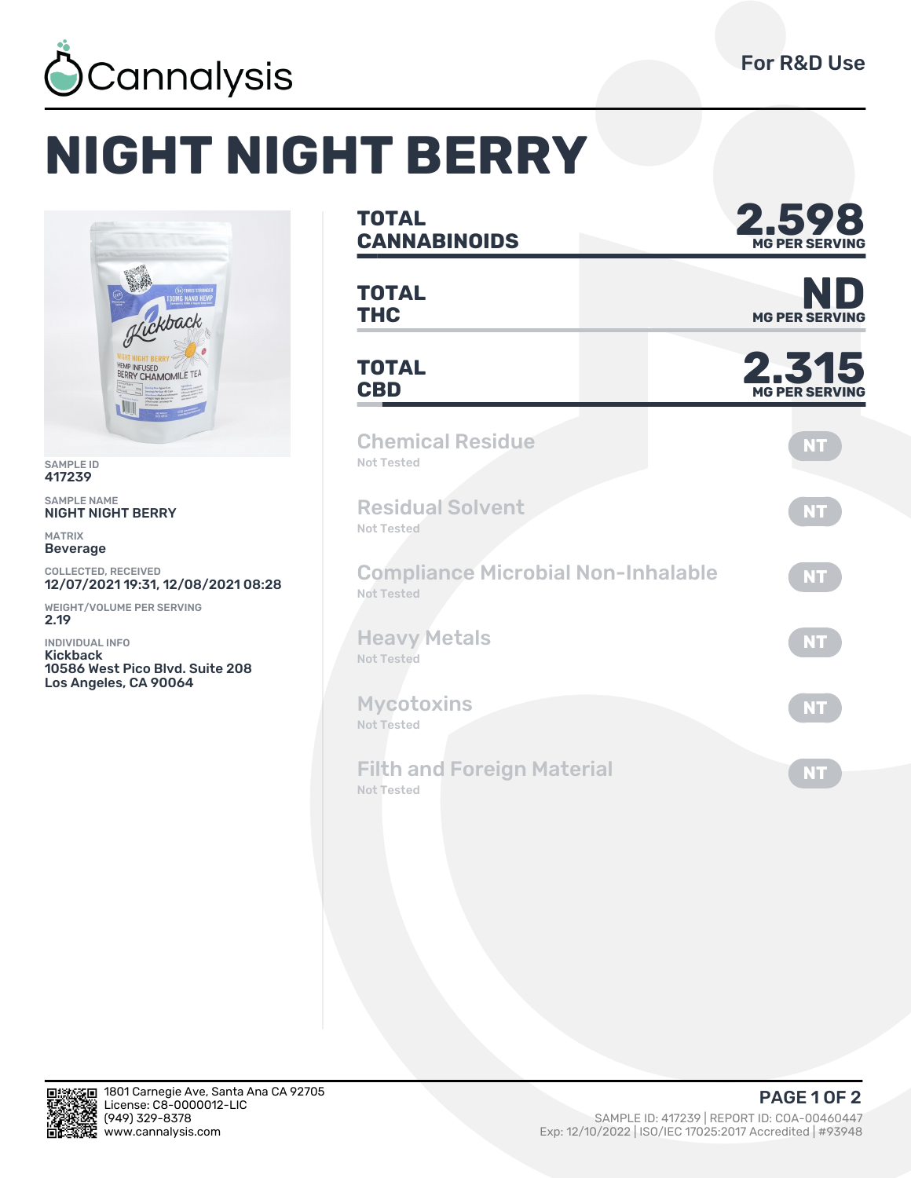Cannalysis

For R&D Use

# NIGHT NIGHT BERRY

SAMPLE ID
417239

SAMPLE NAME
NIGHT NIGHT BERRY

MATRIX
Beverage

COLLECTED, RECEIVED
12/07/2021 19:31, 12/08/2021 08:28

WEIGHT/VOLUME PER SERVING
2.19

INDIVIDUAL INFO
Kickback
10586 West Pico Blvd. Suite 208
Los Angeles, CA 90064

| | |
|---|---|
| **TOTAL CANNABINOIDS** | **2.598** MG PER SERVING |
| **TOTAL THC** | **ND** MG PER SERVING |
| **TOTAL CBD** | **2.315** MG PER SERVING |

| Test | Status |
|---|---|
| Chemical Residue (Not Tested) | NT |
| Residual Solvent (Not Tested) | NT |
| Compliance Microbial Non-Inhalable (Not Tested) | NT |
| Heavy Metals (Not Tested) | NT |
| Mycotoxins (Not Tested) | NT |
| Filth and Foreign Material (Not Tested) | NT |

1801 Carnegie Ave, Santa Ana CA 92705
License: C8-0000012-LIC
(949) 329-8378
www.cannalysis.com

SAMPLE ID: 417239 | REPORT ID: COA-00460447
Exp: 12/10/2022 | ISO/IEC 17025:2017 Accredited | #93948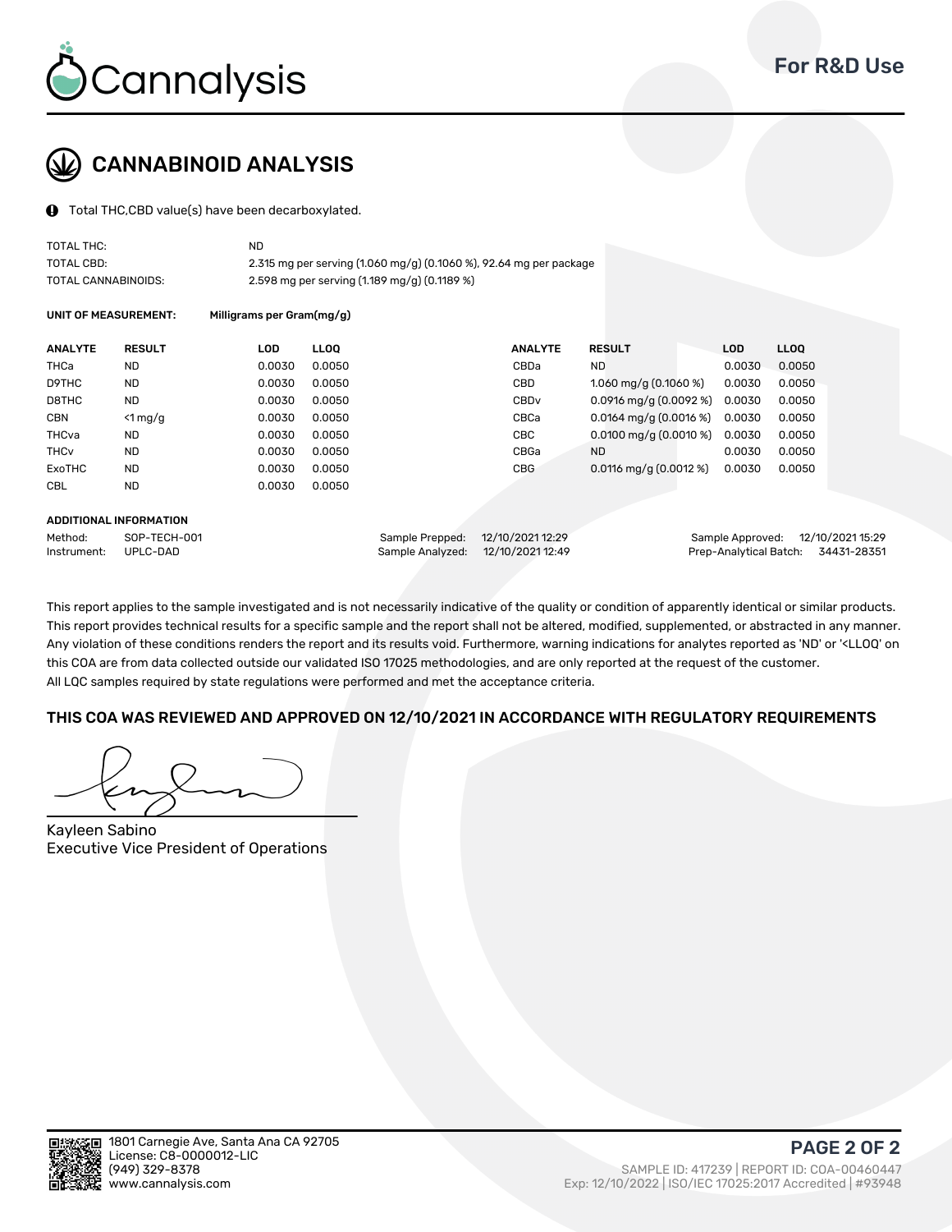Cannalysis

For R&D Use

## CANNABINOID ANALYSIS

Total THC,CBD value(s) have been decarboxylated.

| | |
|---|---|
| TOTAL THC: | ND |
| TOTAL CBD: | 2.315 mg per serving (1.060 mg/g) (0.1060 %), 92.64 mg per package |
| TOTAL CANNABINOIDS: | 2.598 mg per serving (1.189 mg/g) (0.1189 %) |

**UNIT OF MEASUREMENT:** Milligrams per Gram(mg/g)

| ANALYTE | RESULT | LOD | LLOQ | ANALYTE | RESULT | LOD | LLOQ |
|---|---|---|---|---|---|---|---|
| THCa | ND | 0.0030 | 0.0050 | CBDa | ND | 0.0030 | 0.0050 |
| D9THC | ND | 0.0030 | 0.0050 | CBD | 1.060 mg/g (0.1060 %) | 0.0030 | 0.0050 |
| D8THC | ND | 0.0030 | 0.0050 | CBDv | 0.0916 mg/g (0.0092 %) | 0.0030 | 0.0050 |
| CBN | <1 mg/g | 0.0030 | 0.0050 | CBCa | 0.0164 mg/g (0.0016 %) | 0.0030 | 0.0050 |
| THCva | ND | 0.0030 | 0.0050 | CBC | 0.0100 mg/g (0.0010 %) | 0.0030 | 0.0050 |
| THCv | ND | 0.0030 | 0.0050 | CBGa | ND | 0.0030 | 0.0050 |
| ExoTHC | ND | 0.0030 | 0.0050 | CBG | 0.0116 mg/g (0.0012 %) | 0.0030 | 0.0050 |
| CBL | ND | 0.0030 | 0.0050 | | | | |

**ADDITIONAL INFORMATION**

| | | | | | |
|---|---|---|---|---|---|
| Method: | SOP-TECH-001 | Sample Prepped: | 12/10/2021 12:29 | Sample Approved: | 12/10/2021 15:29 |
| Instrument: | UPLC-DAD | Sample Analyzed: | 12/10/2021 12:49 | Prep-Analytical Batch: | 34431-28351 |

This report applies to the sample investigated and is not necessarily indicative of the quality or condition of apparently identical or similar products. This report provides technical results for a specific sample and the report shall not be altered, modified, supplemented, or abstracted in any manner. Any violation of these conditions renders the report and its results void. Furthermore, warning indications for analytes reported as 'ND' or '<LLOQ' on this COA are from data collected outside our validated ISO 17025 methodologies, and are only reported at the request of the customer. All LQC samples required by state regulations were performed and met the acceptance criteria.

**THIS COA WAS REVIEWED AND APPROVED ON 12/10/2021 IN ACCORDANCE WITH REGULATORY REQUIREMENTS**

Kayleen Sabino
Executive Vice President of Operations

1801 Carnegie Ave, Santa Ana CA 92705
License: C8-0000012-LIC
(949) 329-8378
www.cannalysis.com

SAMPLE ID: 417239 | REPORT ID: COA-00460447
Exp: 12/10/2022 | ISO/IEC 17025:2017 Accredited | #93948